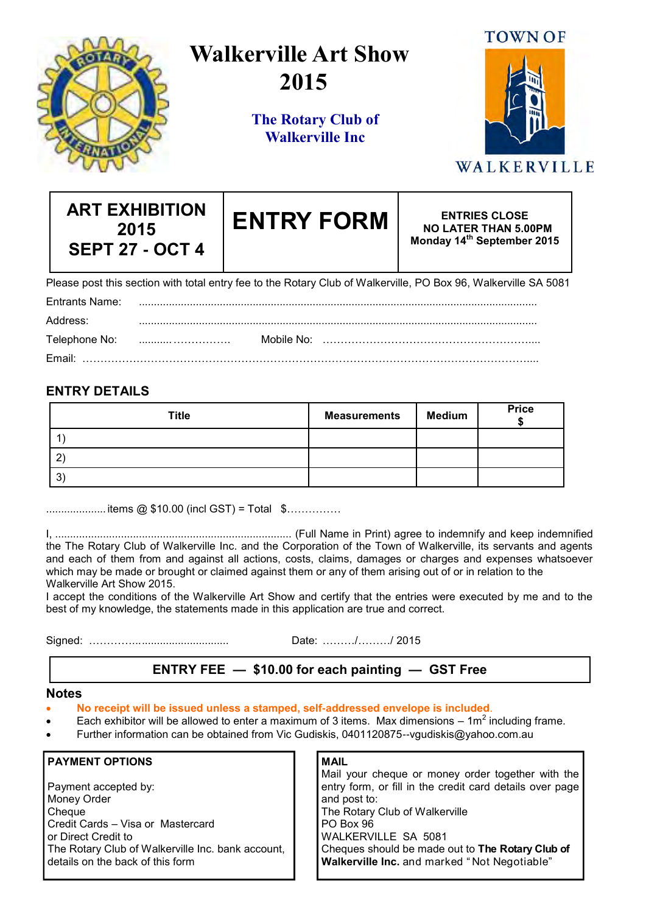# Walkerville Art Show 2015

## The Rotary Club of Walkerville Inc

TOWN OF WALKERVILLE

| ART EXHIBITION 2015 SEPT 27 - OCT 4 | ENTRY FORM | ENTRIES CLOSE NO LATER THAN 5.00PM Monday 14th September 2015 |
|---|---|---|

Please post this section with total entry fee to the Rotary Club of Walkerville, PO Box 96, Walkerville SA 5081

Entrants Name: ..................................................................................................................................

Address: ..................................................................................................................................

Telephone No: .......... ……………. Mobile No: ………………………………………………….....

Email: ……………………………………………………………………………………………………....

## ENTRY DETAILS

| Title | Measurements | Medium | Price $ |
|---|---|---|---|
| 1) | | | |
| 2) | | | |
| 3) | | | |

.................... items @ $10.00 (incl GST) = Total $……………

I, ............................................................................... (Full Name in Print) agree to indemnify and keep indemnified the The Rotary Club of Walkerville Inc. and the Corporation of the Town of Walkerville, its servants and agents and each of them from and against all actions, costs, claims, damages or charges and expenses whatsoever which may be made or brought or claimed against them or any of them arising out of or in relation to the Walkerville Art Show 2015.
I accept the conditions of the Walkerville Art Show and certify that the entries were executed by me and to the best of my knowledge, the statements made in this application are true and correct.

Signed: …………............................... Date: ………/………/ 2015

**ENTRY FEE — $10.00 for each painting — GST Free**

## Notes

- **No receipt will be issued unless a stamped, self-addressed envelope is included.**
- Each exhibitor will be allowed to enter a maximum of 3 items. Max dimensions – 1m$^2$ including frame.
- Further information can be obtained from Vic Gudiskis, 0401120875--vgudiskis@yahoo.com.au

**PAYMENT OPTIONS**

Payment accepted by:
Money Order
Cheque
Credit Cards – Visa or Mastercard
or Direct Credit to
The Rotary Club of Walkerville Inc. bank account, details on the back of this form

**MAIL**

Mail your cheque or money order together with the entry form, or fill in the credit card details over page and post to:
The Rotary Club of Walkerville
PO Box 96
WALKERVILLE SA 5081
Cheques should be made out to **The Rotary Club of Walkerville Inc.** and marked "Not Negotiable"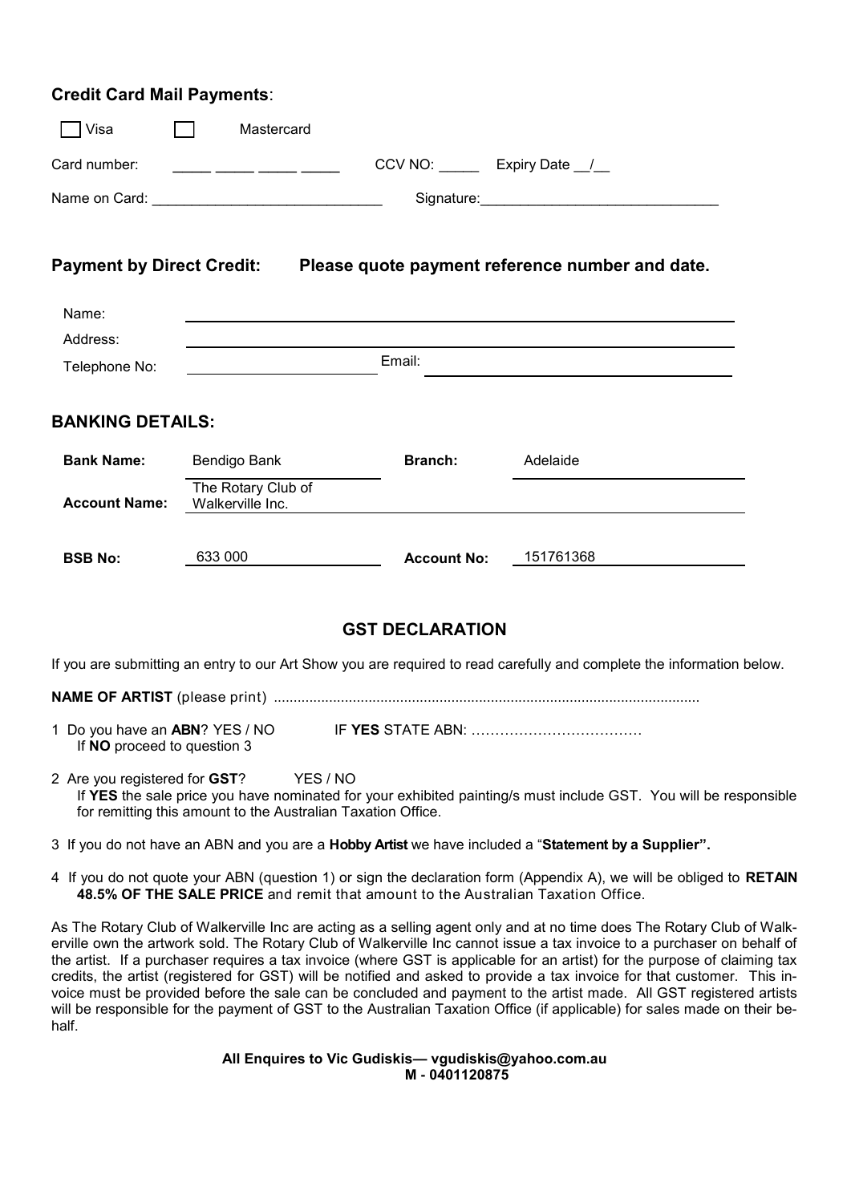**Credit Card Mail Payments**:

☐ Visa ☐ Mastercard

Card number: _____ _____ _____ _____ CCV NO: _____ Expiry Date __/__

Name on Card: ______________________________ Signature: ______________________________

## Payment by Direct Credit: Please quote payment reference number and date.

Name: ______________________________

Address: ______________________________

Telephone No: ____________________ Email: ______________________________

## BANKING DETAILS:

| | | | |
|---|---|---|---|
| **Bank Name:** | Bendigo Bank | **Branch:** | Adelaide |
| **Account Name:** | The Rotary Club of Walkerville Inc. | | |
| **BSB No:** | 633 000 | **Account No:** | 151761368 |

## GST DECLARATION

If you are submitting an entry to our Art Show you are required to read carefully and complete the information below.

**NAME OF ARTIST** (please print) ..........................................................................................................

1 Do you have an **ABN**? YES / NO IF **YES** STATE ABN: ………………………………
 If **NO** proceed to question 3

2 Are you registered for **GST**? YES / NO
 If **YES** the sale price you have nominated for your exhibited painting/s must include GST. You will be responsible for remitting this amount to the Australian Taxation Office.

3 If you do not have an ABN and you are a **Hobby Artist** we have included a "**Statement by a Supplier".**

4 If you do not quote your ABN (question 1) or sign the declaration form (Appendix A), we will be obliged to **RETAIN 48.5% OF THE SALE PRICE** and remit that amount to the Australian Taxation Office.

As The Rotary Club of Walkerville Inc are acting as a selling agent only and at no time does The Rotary Club of Walkerville own the artwork sold. The Rotary Club of Walkerville Inc cannot issue a tax invoice to a purchaser on behalf of the artist. If a purchaser requires a tax invoice (where GST is applicable for an artist) for the purpose of claiming tax credits, the artist (registered for GST) will be notified and asked to provide a tax invoice for that customer. This invoice must be provided before the sale can be concluded and payment to the artist made. All GST registered artists will be responsible for the payment of GST to the Australian Taxation Office (if applicable) for sales made on their behalf.

**All Enquires to Vic Gudiskis— vgudiskis@yahoo.com.au**
**M - 0401120875**